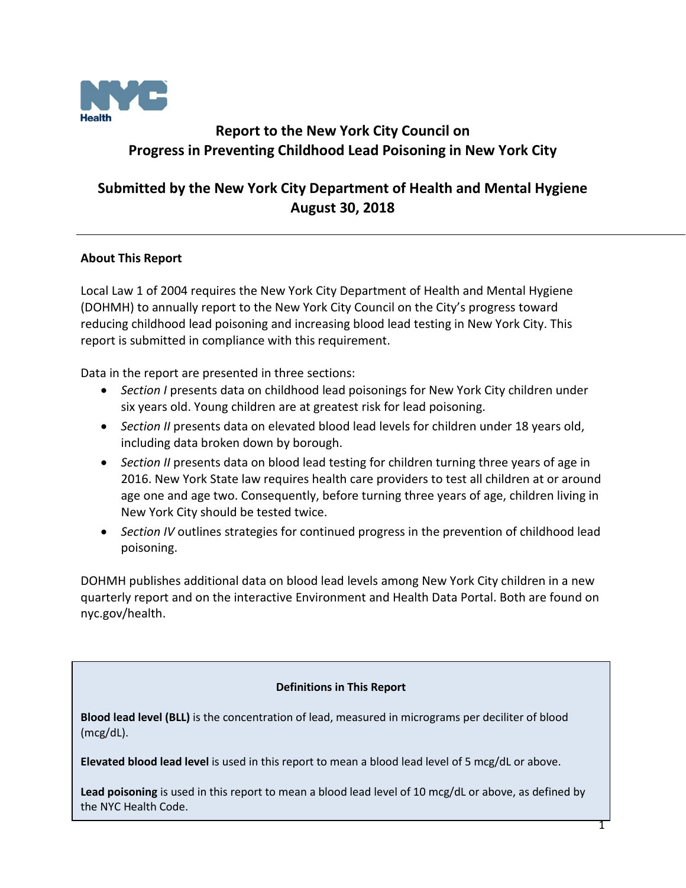# Report to the New York City Council on Progress in Preventing Childhood Lead Poisoning in New York City

## Submitted by the New York City Department of Health and Mental Hygiene August 30, 2018

---

**About This Report**

Local Law 1 of 2004 requires the New York City Department of Health and Mental Hygiene (DOHMH) to annually report to the New York City Council on the City's progress toward reducing childhood lead poisoning and increasing blood lead testing in New York City. This report is submitted in compliance with this requirement.

Data in the report are presented in three sections:

- *Section I* presents data on childhood lead poisonings for New York City children under six years old. Young children are at greatest risk for lead poisoning.
- *Section II* presents data on elevated blood lead levels for children under 18 years old, including data broken down by borough.
- *Section II* presents data on blood lead testing for children turning three years of age in 2016. New York State law requires health care providers to test all children at or around age one and age two. Consequently, before turning three years of age, children living in New York City should be tested twice.
- *Section IV* outlines strategies for continued progress in the prevention of childhood lead poisoning.

DOHMH publishes additional data on blood lead levels among New York City children in a new quarterly report and on the interactive Environment and Health Data Portal. Both are found on nyc.gov/health.

**Definitions in This Report**

**Blood lead level (BLL)** is the concentration of lead, measured in micrograms per deciliter of blood (mcg/dL).

**Elevated blood lead level** is used in this report to mean a blood lead level of 5 mcg/dL or above.

**Lead poisoning** is used in this report to mean a blood lead level of 10 mcg/dL or above, as defined by the NYC Health Code.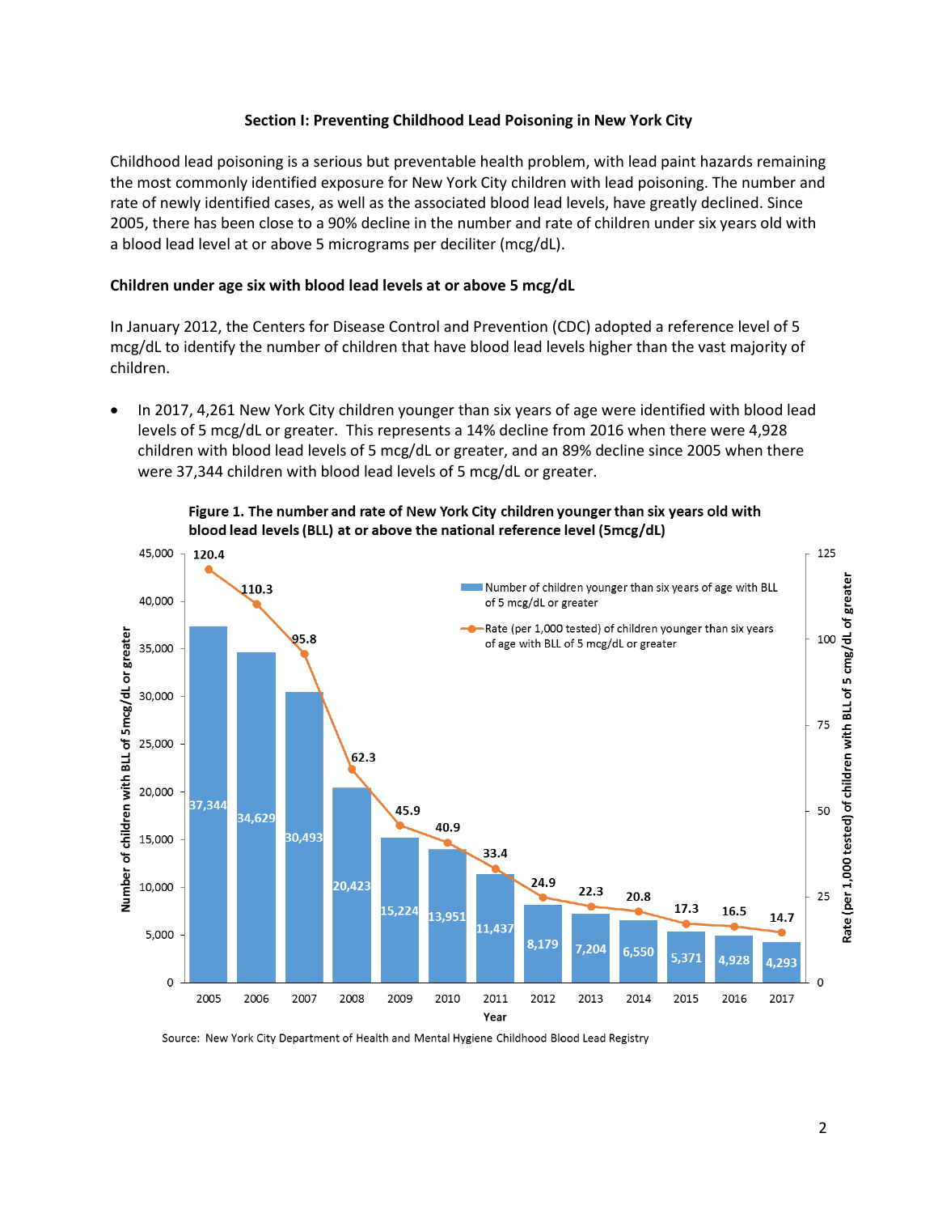## Section I: Preventing Childhood Lead Poisoning in New York City

Childhood lead poisoning is a serious but preventable health problem, with lead paint hazards remaining the most commonly identified exposure for New York City children with lead poisoning. The number and rate of newly identified cases, as well as the associated blood lead levels, have greatly declined. Since 2005, there has been close to a 90% decline in the number and rate of children under six years old with a blood lead level at or above 5 micrograms per deciliter (mcg/dL).

### Children under age six with blood lead levels at or above 5 mcg/dL

In January 2012, the Centers for Disease Control and Prevention (CDC) adopted a reference level of 5 mcg/dL to identify the number of children that have blood lead levels higher than the vast majority of children.

- In 2017, 4,261 New York City children younger than six years of age were identified with blood lead levels of 5 mcg/dL or greater. This represents a 14% decline from 2016 when there were 4,928 children with blood lead levels of 5 mcg/dL or greater, and an 89% decline since 2005 when there were 37,344 children with blood lead levels of 5 mcg/dL or greater.

**Figure 1. The number and rate of New York City children younger than six years old with blood lead levels (BLL) at or above the national reference level (5mcg/dL)**

Source: New York City Department of Health and Mental Hygiene Childhood Blood Lead Registry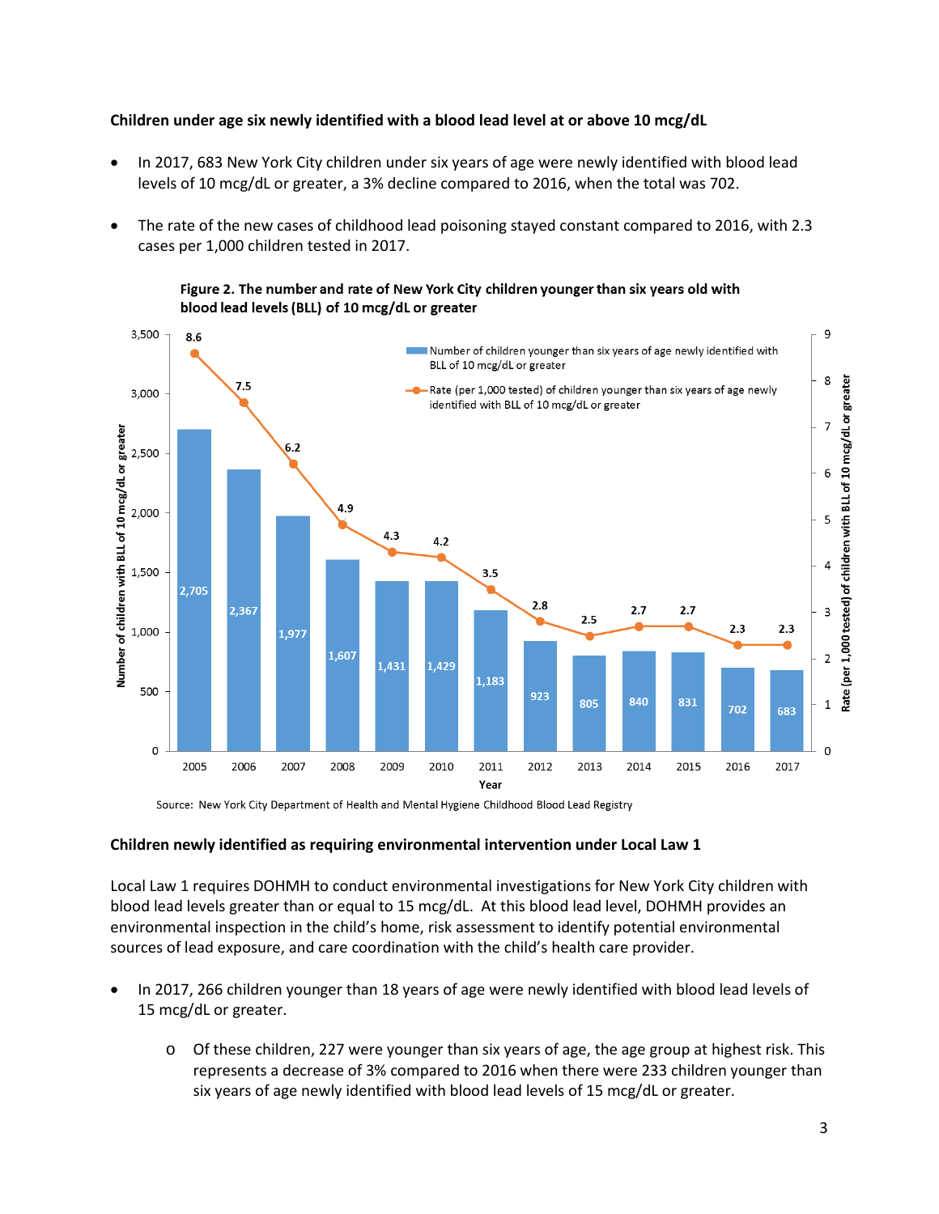**Children under age six newly identified with a blood lead level at or above 10 mcg/dL**

- In 2017, 683 New York City children under six years of age were newly identified with blood lead levels of 10 mcg/dL or greater, a 3% decline compared to 2016, when the total was 702.
- The rate of the new cases of childhood lead poisoning stayed constant compared to 2016, with 2.3 cases per 1,000 children tested in 2017.

**Figure 2. The number and rate of New York City children younger than six years old with blood lead levels (BLL) of 10 mcg/dL or greater**

| Year | Number of children younger than six years of age newly identified with BLL of 10 mcg/dL or greater | Rate (per 1,000 tested) of children younger than six years of age newly identified with BLL of 10 mcg/dL or greater |
|---|---|---|
| 2005 | 2,705 | 8.6 |
| 2006 | 2,367 | 7.5 |
| 2007 | 1,977 | 6.2 |
| 2008 | 1,607 | 4.9 |
| 2009 | 1,431 | 4.3 |
| 2010 | 1,429 | 4.2 |
| 2011 | 1,183 | 3.5 |
| 2012 | 923 | 2.8 |
| 2013 | 805 | 2.5 |
| 2014 | 840 | 2.7 |
| 2015 | 831 | 2.7 |
| 2016 | 702 | 2.3 |
| 2017 | 683 | 2.3 |

Source: New York City Department of Health and Mental Hygiene Childhood Blood Lead Registry

**Children newly identified as requiring environmental intervention under Local Law 1**

Local Law 1 requires DOHMH to conduct environmental investigations for New York City children with blood lead levels greater than or equal to 15 mcg/dL. At this blood lead level, DOHMH provides an environmental inspection in the child's home, risk assessment to identify potential environmental sources of lead exposure, and care coordination with the child's health care provider.

- In 2017, 266 children younger than 18 years of age were newly identified with blood lead levels of 15 mcg/dL or greater.
    - Of these children, 227 were younger than six years of age, the age group at highest risk. This represents a decrease of 3% compared to 2016 when there were 233 children younger than six years of age newly identified with blood lead levels of 15 mcg/dL or greater.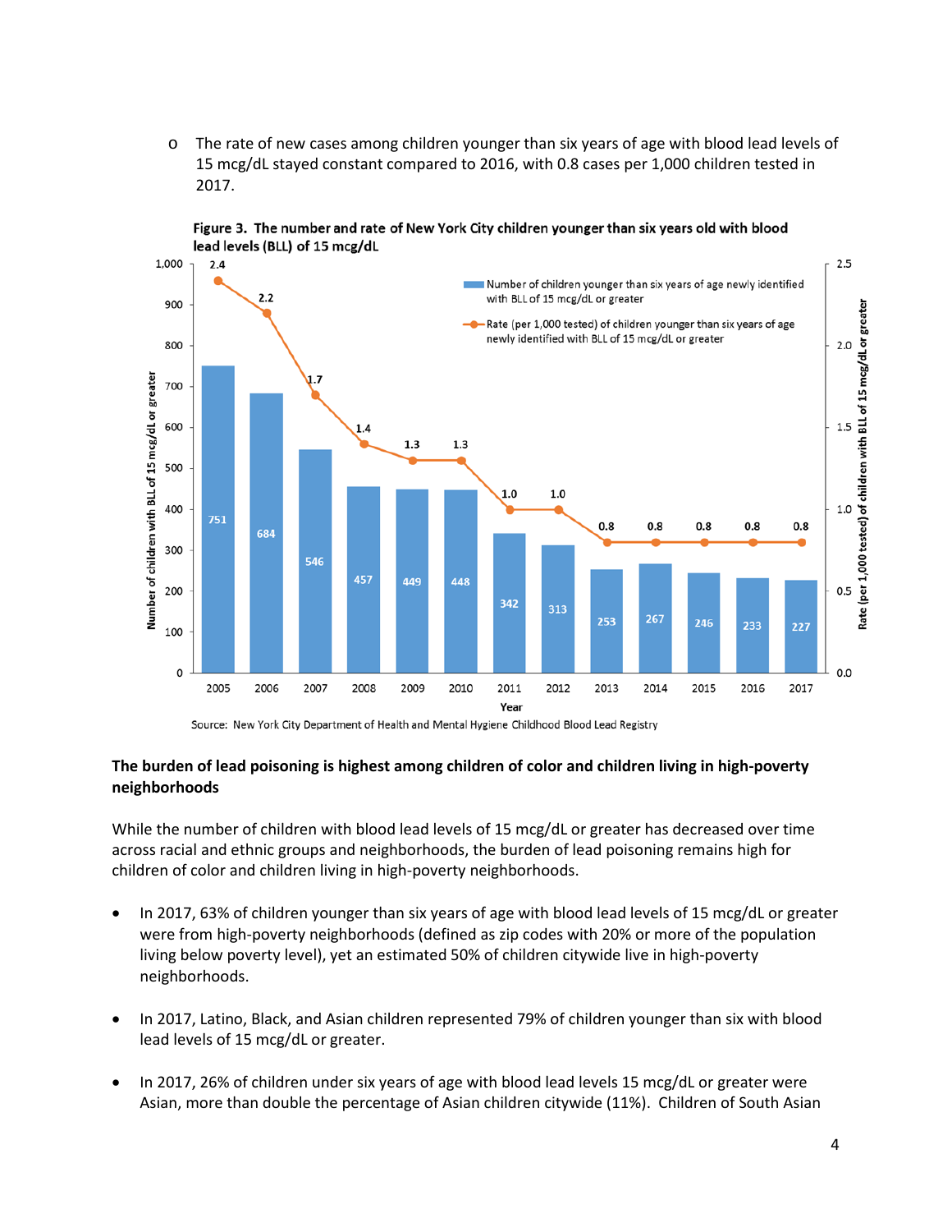- The rate of new cases among children younger than six years of age with blood lead levels of 15 mcg/dL stayed constant compared to 2016, with 0.8 cases per 1,000 children tested in 2017.

**Figure 3. The number and rate of New York City children younger than six years old with blood lead levels (BLL) of 15 mcg/dL**

| Year | Number of children younger than six years of age newly identified with BLL of 15 mcg/dL or greater | Rate (per 1,000 tested) of children younger than six years of age newly identified with BLL of 15 mcg/dL or greater |
|---|---|---|
| 2005 | 751 | 2.4 |
| 2006 | 684 | 2.2 |
| 2007 | 546 | 1.7 |
| 2008 | 457 | 1.4 |
| 2009 | 449 | 1.3 |
| 2010 | 448 | 1.3 |
| 2011 | 342 | 1.0 |
| 2012 | 313 | 1.0 |
| 2013 | 253 | 0.8 |
| 2014 | 267 | 0.8 |
| 2015 | 246 | 0.8 |
| 2016 | 233 | 0.8 |
| 2017 | 227 | 0.8 |

Source: New York City Department of Health and Mental Hygiene Childhood Blood Lead Registry

**The burden of lead poisoning is highest among children of color and children living in high-poverty neighborhoods**

While the number of children with blood lead levels of 15 mcg/dL or greater has decreased over time across racial and ethnic groups and neighborhoods, the burden of lead poisoning remains high for children of color and children living in high-poverty neighborhoods.

- In 2017, 63% of children younger than six years of age with blood lead levels of 15 mcg/dL or greater were from high-poverty neighborhoods (defined as zip codes with 20% or more of the population living below poverty level), yet an estimated 50% of children citywide live in high-poverty neighborhoods.
- In 2017, Latino, Black, and Asian children represented 79% of children younger than six with blood lead levels of 15 mcg/dL or greater.
- In 2017, 26% of children under six years of age with blood lead levels 15 mcg/dL or greater were Asian, more than double the percentage of Asian children citywide (11%). Children of South Asian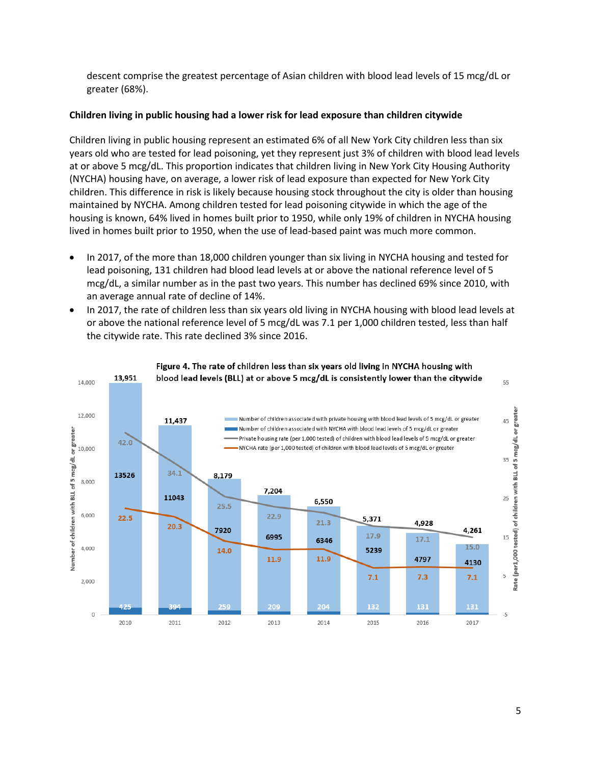descent comprise the greatest percentage of Asian children with blood lead levels of 15 mcg/dL or greater (68%).

**Children living in public housing had a lower risk for lead exposure than children citywide**

Children living in public housing represent an estimated 6% of all New York City children less than six years old who are tested for lead poisoning, yet they represent just 3% of children with blood lead levels at or above 5 mcg/dL. This proportion indicates that children living in New York City Housing Authority (NYCHA) housing have, on average, a lower risk of lead exposure than expected for New York City children. This difference in risk is likely because housing stock throughout the city is older than housing maintained by NYCHA. Among children tested for lead poisoning citywide in which the age of the housing is known, 64% lived in homes built prior to 1950, while only 19% of children in NYCHA housing lived in homes built prior to 1950, when the use of lead-based paint was much more common.

- In 2017, of the more than 18,000 children younger than six living in NYCHA housing and tested for lead poisoning, 131 children had blood lead levels at or above the national reference level of 5 mcg/dL, a similar number as in the past two years. This number has declined 69% since 2010, with an average annual rate of decline of 14%.
- In 2017, the rate of children less than six years old living in NYCHA housing with blood lead levels at or above the national reference level of 5 mcg/dL was 7.1 per 1,000 children tested, less than half the citywide rate. This rate declined 3% since 2016.

**Figure 4. The rate of children less than six years old living in NYCHA housing with blood lead levels (BLL) at or above 5 mcg/dL is consistently lower than the citywide**

| Year | Total children with BLL ≥ 5 mcg/dL | Number of children associated with private housing with blood lead levels of 5 mcg/dL or greater | Number of children associated with NYCHA with blood lead levels of 5 mcg/dL or greater | Private housing rate (per 1,000 tested) of children with blood lead levels of 5 mcg/dL or greater | NYCHA rate (per 1,000 tested) of children with blood lead levels of 5 mcg/dL or greater |
|---|---|---|---|---|---|
| 2010 | 13,951 | 13526 | 425 | 42.0 | 22.5 |
| 2011 | 11,437 | 11043 | 394 | 34.1 | 20.3 |
| 2012 | 8,179 | 7920 | 259 | 25.5 | 14.0 |
| 2013 | 7,204 | 6995 | 209 | 22.9 | 11.9 |
| 2014 | 6,550 | 6346 | 204 | 21.3 | 11.9 |
| 2015 | 5,371 | 5239 | 132 | 17.9 | 7.1 |
| 2016 | 4,928 | 4797 | 131 | 17.1 | 7.3 |
| 2017 | 4,261 | 4130 | 131 | 15.0 | 7.1 |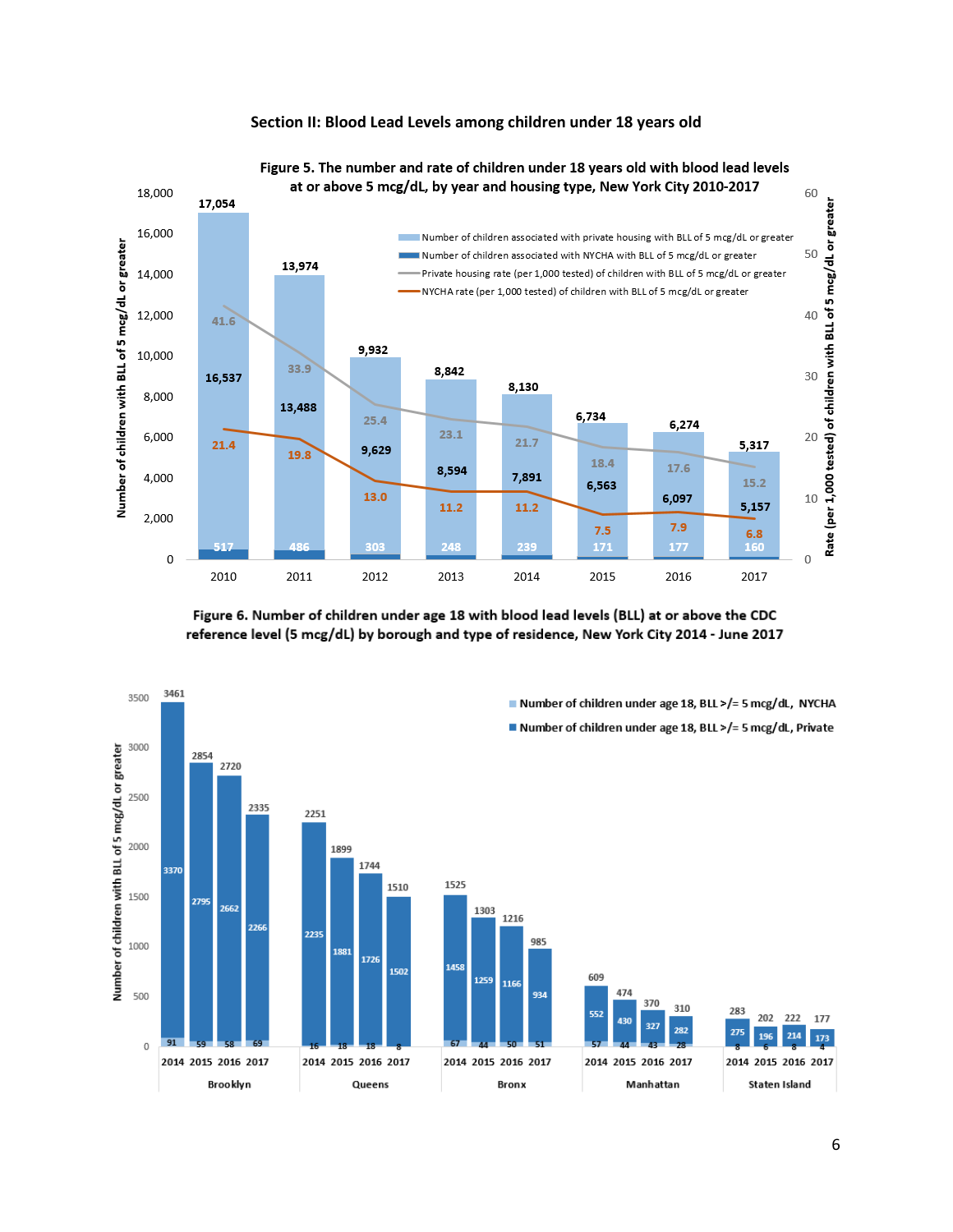## Section II: Blood Lead Levels among children under 18 years old

**Figure 5. The number and rate of children under 18 years old with blood lead levels at or above 5 mcg/dL, by year and housing type, New York City 2010-2017**

| Year | Total | Number of children associated with private housing with BLL of 5 mcg/dL or greater | Number of children associated with NYCHA with BLL of 5 mcg/dL or greater | Private housing rate (per 1,000 tested) of children with BLL of 5 mcg/dL or greater | NYCHA rate (per 1,000 tested) of children with BLL of 5 mcg/dL or greater |
|---|---|---|---|---|---|
| 2010 | 17,054 | 16,537 | 517 | 41.6 | 21.4 |
| 2011 | 13,974 | 13,488 | 486 | 33.9 | 19.8 |
| 2012 | 9,932 | 9,629 | 303 | 25.4 | 13.0 |
| 2013 | 8,842 | 8,594 | 248 | 23.1 | 11.2 |
| 2014 | 8,130 | 7,891 | 239 | 21.7 | 11.2 |
| 2015 | 6,734 | 6,563 | 171 | 18.4 | 7.5 |
| 2016 | 6,274 | 6,097 | 177 | 17.6 | 7.9 |
| 2017 | 5,317 | 5,157 | 160 | 15.2 | 6.8 |

**Figure 6. Number of children under age 18 with blood lead levels (BLL) at or above the CDC reference level (5 mcg/dL) by borough and type of residence, New York City 2014 - June 2017**

| Borough | Year | Total | Number of children under age 18, BLL >/= 5 mcg/dL, Private | Number of children under age 18, BLL >/= 5 mcg/dL, NYCHA |
|---|---|---|---|---|
| Brooklyn | 2014 | 3461 | 3370 | 91 |
| Brooklyn | 2015 | 2854 | 2795 | 59 |
| Brooklyn | 2016 | 2720 | 2662 | 58 |
| Brooklyn | 2017 | 2335 | 2266 | 69 |
| Queens | 2014 | 2251 | 2235 | 16 |
| Queens | 2015 | 1899 | 1881 | 18 |
| Queens | 2016 | 1744 | 1726 | 18 |
| Queens | 2017 | 1510 | 1502 | 8 |
| Bronx | 2014 | 1525 | 1458 | 67 |
| Bronx | 2015 | 1303 | 1259 | 44 |
| Bronx | 2016 | 1216 | 1166 | 50 |
| Bronx | 2017 | 985 | 934 | 51 |
| Manhattan | 2014 | 609 | 552 | 57 |
| Manhattan | 2015 | 474 | 430 | 44 |
| Manhattan | 2016 | 370 | 327 | 43 |
| Manhattan | 2017 | 310 | 282 | 28 |
| Staten Island | 2014 | 283 | 275 | 8 |
| Staten Island | 2015 | 202 | 196 | 6 |
| Staten Island | 2016 | 222 | 214 | 8 |
| Staten Island | 2017 | 177 | 173 | 4 |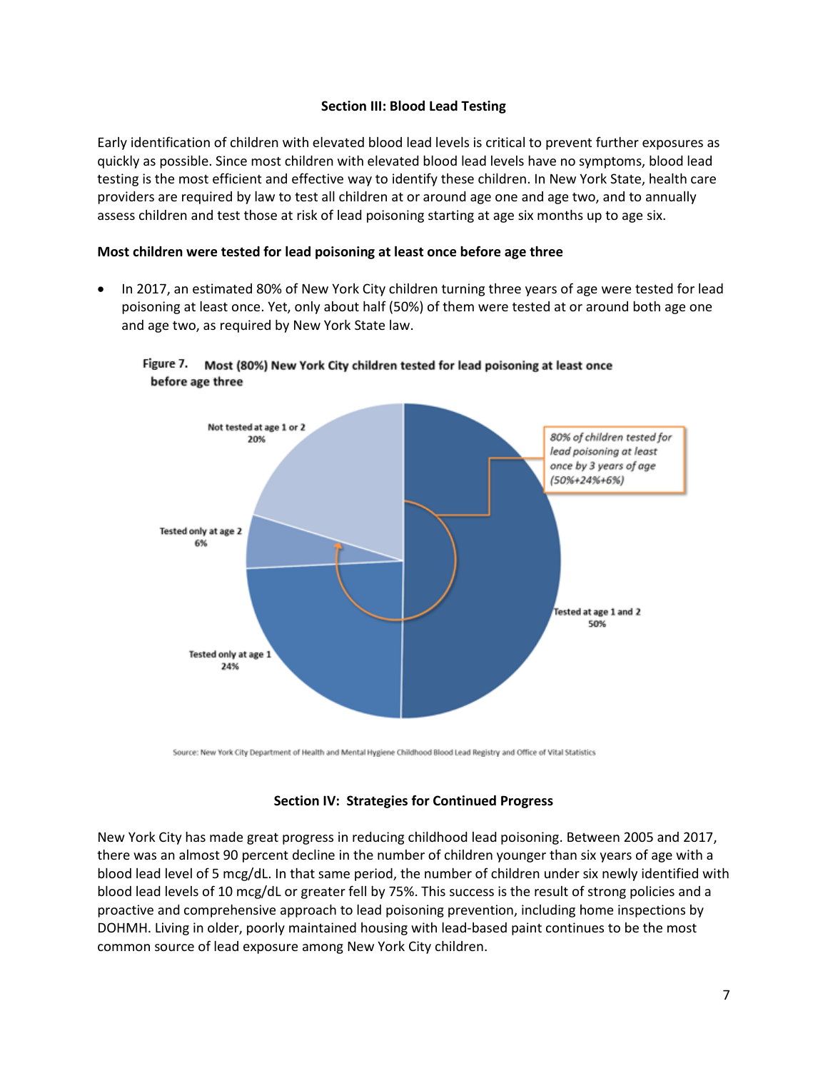### Section III: Blood Lead Testing

Early identification of children with elevated blood lead levels is critical to prevent further exposures as quickly as possible. Since most children with elevated blood lead levels have no symptoms, blood lead testing is the most efficient and effective way to identify these children. In New York State, health care providers are required by law to test all children at or around age one and age two, and to annually assess children and test those at risk of lead poisoning starting at age six months up to age six.

**Most children were tested for lead poisoning at least once before age three**

- In 2017, an estimated 80% of New York City children turning three years of age were tested for lead poisoning at least once. Yet, only about half (50%) of them were tested at or around both age one and age two, as required by New York State law.

**Figure 7. Most (80%) New York City children tested for lead poisoning at least once before age three**

Not tested at age 1 or 2
20%

Tested only at age 2
6%

Tested only at age 1
24%

Tested at age 1 and 2
50%

*80% of children tested for lead poisoning at least once by 3 years of age (50%+24%+6%)*

Source: New York City Department of Health and Mental Hygiene Childhood Blood Lead Registry and Office of Vital Statistics

### Section IV: Strategies for Continued Progress

New York City has made great progress in reducing childhood lead poisoning. Between 2005 and 2017, there was an almost 90 percent decline in the number of children younger than six years of age with a blood lead level of 5 mcg/dL. In that same period, the number of children under six newly identified with blood lead levels of 10 mcg/dL or greater fell by 75%. This success is the result of strong policies and a proactive and comprehensive approach to lead poisoning prevention, including home inspections by DOHMH. Living in older, poorly maintained housing with lead-based paint continues to be the most common source of lead exposure among New York City children.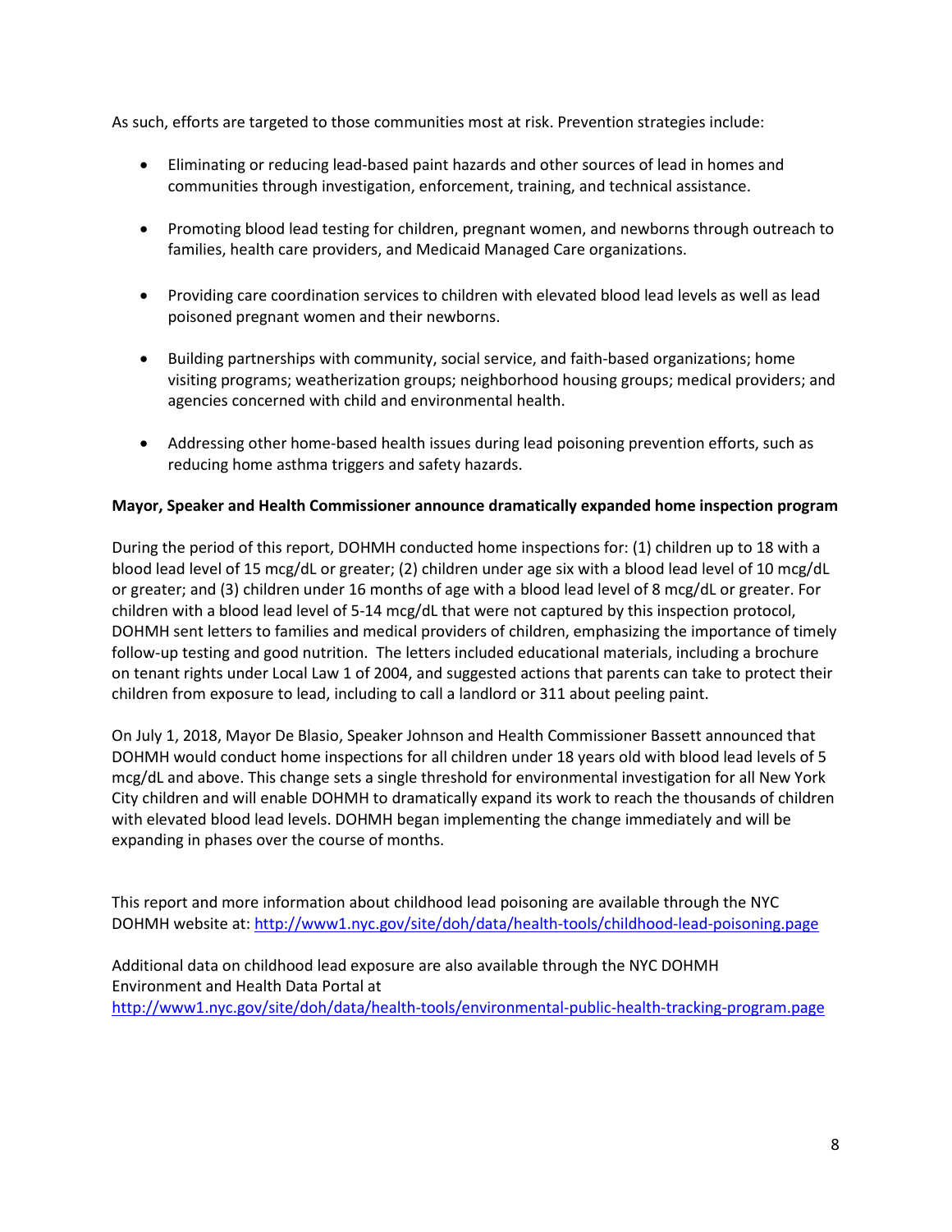As such, efforts are targeted to those communities most at risk. Prevention strategies include:

- Eliminating or reducing lead-based paint hazards and other sources of lead in homes and communities through investigation, enforcement, training, and technical assistance.
- Promoting blood lead testing for children, pregnant women, and newborns through outreach to families, health care providers, and Medicaid Managed Care organizations.
- Providing care coordination services to children with elevated blood lead levels as well as lead poisoned pregnant women and their newborns.
- Building partnerships with community, social service, and faith-based organizations; home visiting programs; weatherization groups; neighborhood housing groups; medical providers; and agencies concerned with child and environmental health.
- Addressing other home-based health issues during lead poisoning prevention efforts, such as reducing home asthma triggers and safety hazards.

**Mayor, Speaker and Health Commissioner announce dramatically expanded home inspection program**

During the period of this report, DOHMH conducted home inspections for: (1) children up to 18 with a blood lead level of 15 mcg/dL or greater; (2) children under age six with a blood lead level of 10 mcg/dL or greater; and (3) children under 16 months of age with a blood lead level of 8 mcg/dL or greater. For children with a blood lead level of 5-14 mcg/dL that were not captured by this inspection protocol, DOHMH sent letters to families and medical providers of children, emphasizing the importance of timely follow-up testing and good nutrition. The letters included educational materials, including a brochure on tenant rights under Local Law 1 of 2004, and suggested actions that parents can take to protect their children from exposure to lead, including to call a landlord or 311 about peeling paint.

On July 1, 2018, Mayor De Blasio, Speaker Johnson and Health Commissioner Bassett announced that DOHMH would conduct home inspections for all children under 18 years old with blood lead levels of 5 mcg/dL and above. This change sets a single threshold for environmental investigation for all New York City children and will enable DOHMH to dramatically expand its work to reach the thousands of children with elevated blood lead levels. DOHMH began implementing the change immediately and will be expanding in phases over the course of months.

This report and more information about childhood lead poisoning are available through the NYC DOHMH website at: http://www1.nyc.gov/site/doh/data/health-tools/childhood-lead-poisoning.page

Additional data on childhood lead exposure are also available through the NYC DOHMH Environment and Health Data Portal at http://www1.nyc.gov/site/doh/data/health-tools/environmental-public-health-tracking-program.page